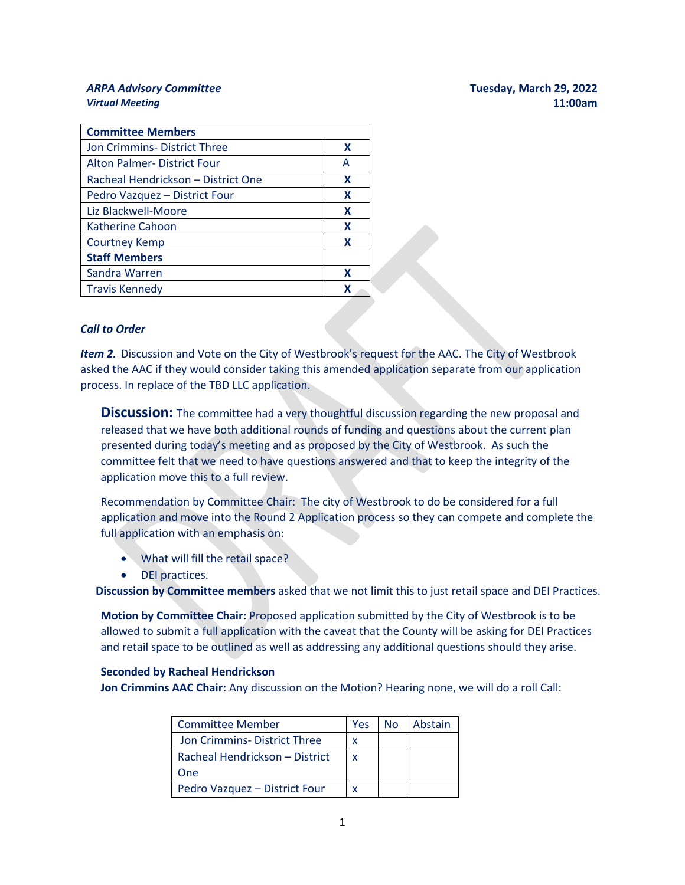*ARPA Advisory Committee*
*Virtual Meeting*

**Tuesday, March 29, 2022**
**11:00am**

| **Committee Members** | |
|---|---|
| Jon Crimmins- District Three | **X** |
| Alton Palmer- District Four | A |
| Racheal Hendrickson – District One | **X** |
| Pedro Vazquez – District Four | **X** |
| Liz Blackwell-Moore | **X** |
| Katherine Cahoon | **X** |
| Courtney Kemp | **X** |
| **Staff Members** | |
| Sandra Warren | **X** |
| Travis Kennedy | **X** |

***Call to Order***

***Item 2.*** Discussion and Vote on the City of Westbrook's request for the AAC. The City of Westbrook asked the AAC if they would consider taking this amended application separate from our application process. In replace of the TBD LLC application.

**Discussion:** The committee had a very thoughtful discussion regarding the new proposal and released that we have both additional rounds of funding and questions about the current plan presented during today's meeting and as proposed by the City of Westbrook. As such the committee felt that we need to have questions answered and that to keep the integrity of the application move this to a full review.

Recommendation by Committee Chair: The city of Westbrook to do be considered for a full application and move into the Round 2 Application process so they can compete and complete the full application with an emphasis on:

- What will fill the retail space?
- DEI practices.

**Discussion by Committee members** asked that we not limit this to just retail space and DEI Practices.

**Motion by Committee Chair:** Proposed application submitted by the City of Westbrook is to be allowed to submit a full application with the caveat that the County will be asking for DEI Practices and retail space to be outlined as well as addressing any additional questions should they arise.

**Seconded by Racheal Hendrickson**
**Jon Crimmins AAC Chair:** Any discussion on the Motion? Hearing none, we will do a roll Call:

| Committee Member | Yes | No | Abstain |
|---|---|---|---|
| Jon Crimmins- District Three | x | | |
| Racheal Hendrickson – District One | x | | |
| Pedro Vazquez – District Four | x | | |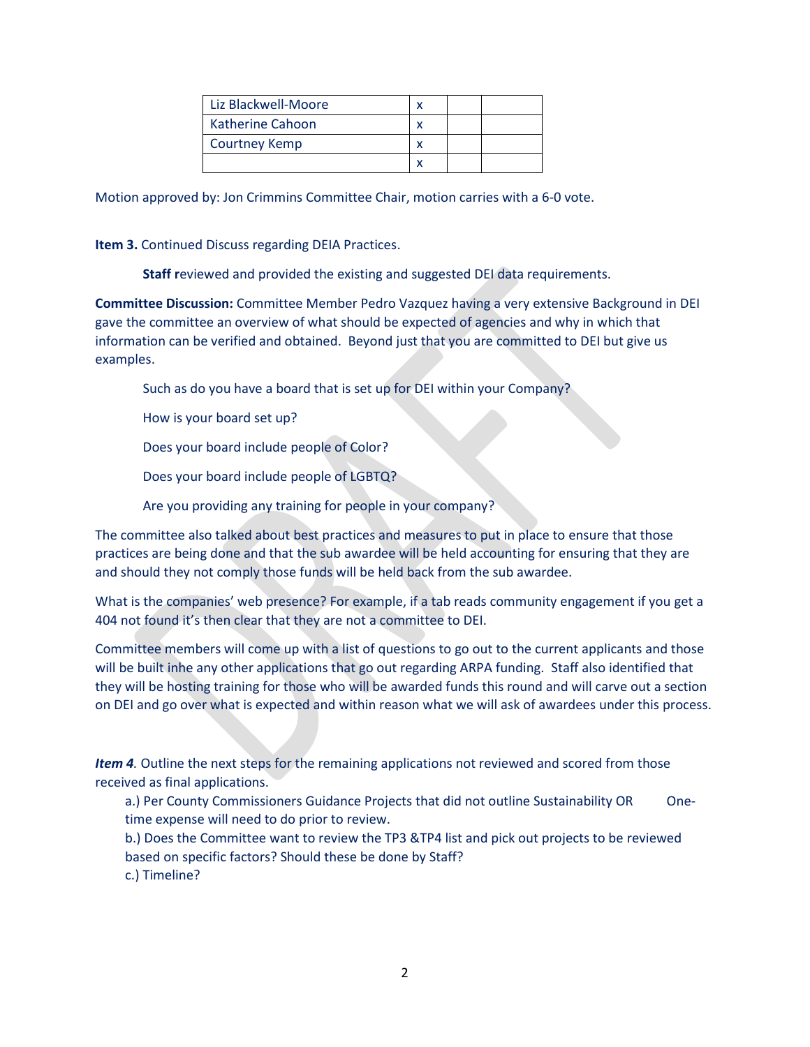| Liz Blackwell-Moore | x | | |
|---|---|---|---|
| Katherine Cahoon | x | | |
| Courtney Kemp | x | | |
| | x | | |

Motion approved by: Jon Crimmins Committee Chair, motion carries with a 6-0 vote.

**Item 3.** Continued Discuss regarding DEIA Practices.

**Staff r**eviewed and provided the existing and suggested DEI data requirements.

**Committee Discussion:** Committee Member Pedro Vazquez having a very extensive Background in DEI gave the committee an overview of what should be expected of agencies and why in which that information can be verified and obtained. Beyond just that you are committed to DEI but give us examples.

Such as do you have a board that is set up for DEI within your Company?

How is your board set up?

Does your board include people of Color?

Does your board include people of LGBTQ?

Are you providing any training for people in your company?

The committee also talked about best practices and measures to put in place to ensure that those practices are being done and that the sub awardee will be held accounting for ensuring that they are and should they not comply those funds will be held back from the sub awardee.

What is the companies' web presence? For example, if a tab reads community engagement if you get a 404 not found it's then clear that they are not a committee to DEI.

Committee members will come up with a list of questions to go out to the current applicants and those will be built inhe any other applications that go out regarding ARPA funding. Staff also identified that they will be hosting training for those who will be awarded funds this round and will carve out a section on DEI and go over what is expected and within reason what we will ask of awardees under this process.

***Item 4****.* Outline the next steps for the remaining applications not reviewed and scored from those received as final applications.

a.) Per County Commissioners Guidance Projects that did not outline Sustainability OR One-time expense will need to do prior to review.

b.) Does the Committee want to review the TP3 &TP4 list and pick out projects to be reviewed based on specific factors? Should these be done by Staff?

c.) Timeline?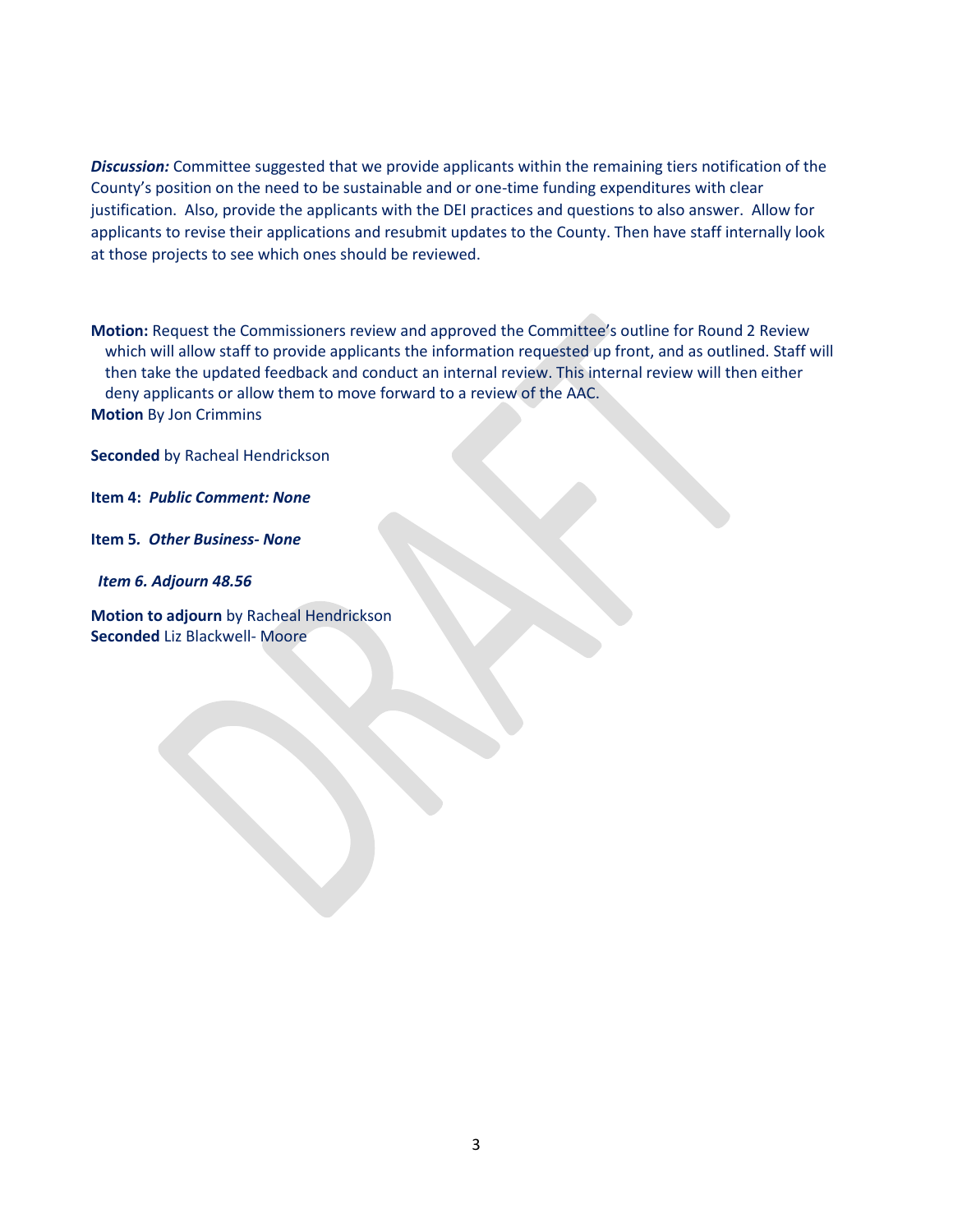***Discussion:*** Committee suggested that we provide applicants within the remaining tiers notification of the County's position on the need to be sustainable and or one-time funding expenditures with clear justification. Also, provide the applicants with the DEI practices and questions to also answer. Allow for applicants to revise their applications and resubmit updates to the County. Then have staff internally look at those projects to see which ones should be reviewed.

**Motion:** Request the Commissioners review and approved the Committee's outline for Round 2 Review which will allow staff to provide applicants the information requested up front, and as outlined. Staff will then take the updated feedback and conduct an internal review. This internal review will then either deny applicants or allow them to move forward to a review of the AAC.

**Motion** By Jon Crimmins

**Seconded** by Racheal Hendrickson

**Item 4:** ***Public Comment: None***

**Item 5.** ***Other Business- None***

***Item 6. Adjourn 48.56***

**Motion to adjourn** by Racheal Hendrickson
**Seconded** Liz Blackwell- Moore